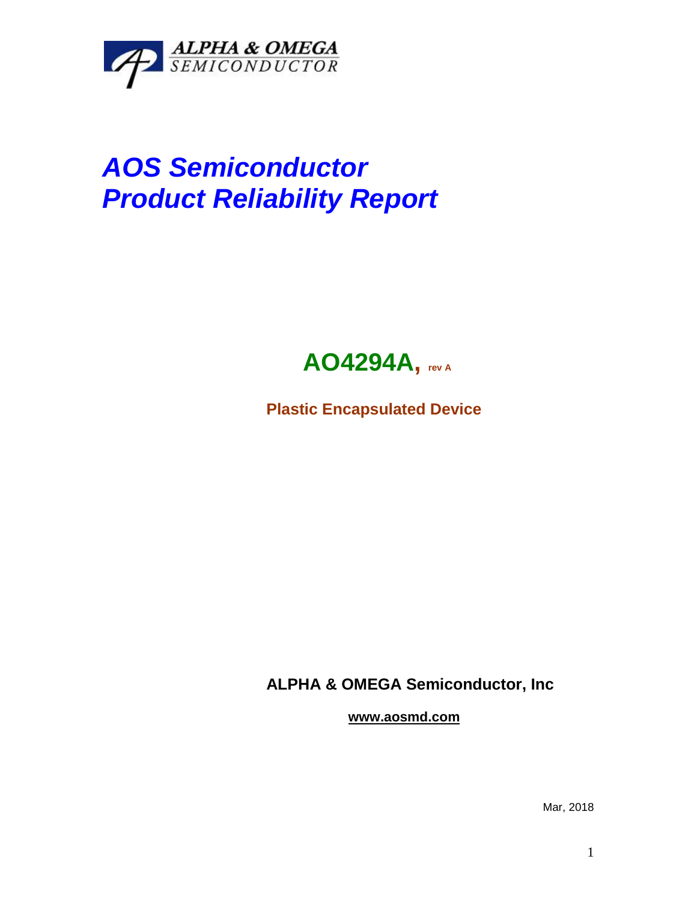ALPHA & OMEGA
SEMICONDUCTOR

# AOS Semiconductor
# Product Reliability Report

## AO4294A, rev A

**Plastic Encapsulated Device**

**ALPHA & OMEGA Semiconductor, Inc**

**www.aosmd.com**

Mar, 2018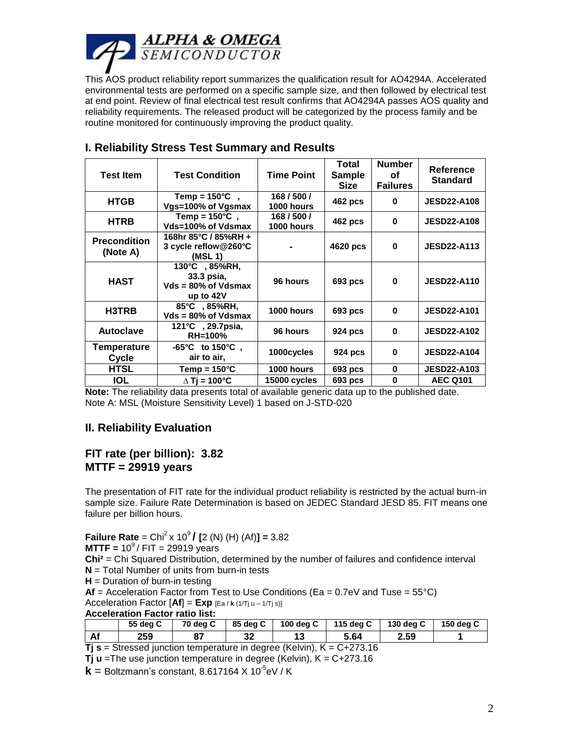This AOS product reliability report summarizes the qualification result for AO4294A. Accelerated environmental tests are performed on a specific sample size, and then followed by electrical test at end point. Review of final electrical test result confirms that AO4294A passes AOS quality and reliability requirements. The released product will be categorized by the process family and be routine monitored for continuously improving the product quality.

## I. Reliability Stress Test Summary and Results

| Test Item | Test Condition | Time Point | Total Sample Size | Number of Failures | Reference Standard |
|---|---|---|---|---|---|
| HTGB | Temp = 150°C , Vgs=100% of Vgsmax | 168 / 500 / 1000 hours | 462 pcs | 0 | JESD22-A108 |
| HTRB | Temp = 150°C , Vds=100% of Vdsmax | 168 / 500 / 1000 hours | 462 pcs | 0 | JESD22-A108 |
| Precondition (Note A) | 168hr 85°C / 85%RH + 3 cycle reflow@260°C (MSL 1) | - | 4620 pcs | 0 | JESD22-A113 |
| HAST | 130°C , 85%RH, 33.3 psia, Vds = 80% of Vdsmax up to 42V | 96 hours | 693 pcs | 0 | JESD22-A110 |
| H3TRB | 85°C , 85%RH, Vds = 80% of Vdsmax | 1000 hours | 693 pcs | 0 | JESD22-A101 |
| Autoclave | 121°C , 29.7psia, RH=100% | 96 hours | 924 pcs | 0 | JESD22-A102 |
| Temperature Cycle | -65°C to 150°C , air to air, | 1000cycles | 924 pcs | 0 | JESD22-A104 |
| HTSL | Temp = 150°C | 1000 hours | 693 pcs | 0 | JESD22-A103 |
| IOL | $\Delta$ Tj = 100°C | 15000 cycles | 693 pcs | 0 | AEC Q101 |

**Note:** The reliability data presents total of available generic data up to the published date.
Note A: MSL (Moisture Sensitivity Level) 1 based on J-STD-020

## II. Reliability Evaluation

### FIT rate (per billion): 3.82
### MTTF = 29919 years

The presentation of FIT rate for the individual product reliability is restricted by the actual burn-in sample size. Failure Rate Determination is based on JEDEC Standard JESD 85. FIT means one failure per billion hours.

**Failure Rate** = $Chi^2 \times 10^9$ **/ [**2 (N) (H) (Af)**] =** 3.82
**MTTF =** $10^9$ / FIT = 29919 years
**Chi²** = Chi Squared Distribution, determined by the number of failures and confidence interval
**N** = Total Number of units from burn-in tests
**H** = Duration of burn-in testing
**Af** = Acceleration Factor from Test to Use Conditions (Ea = 0.7eV and Tuse = 55°C)
Acceleration Factor [**Af**] = **Exp** [Ea / **k** (1/Tj u – 1/Tj s)]
**Acceleration Factor ratio list:**

| | 55 deg C | 70 deg C | 85 deg C | 100 deg C | 115 deg C | 130 deg C | 150 deg C |
|---|---|---|---|---|---|---|---|
| Af | 259 | 87 | 32 | 13 | 5.64 | 2.59 | 1 |

**Tj s** = Stressed junction temperature in degree (Kelvin), K = C+273.16
**Tj u** =The use junction temperature in degree (Kelvin), K = C+273.16
**k** = Boltzmann's constant, 8.617164 X $10^{-5}$eV / K